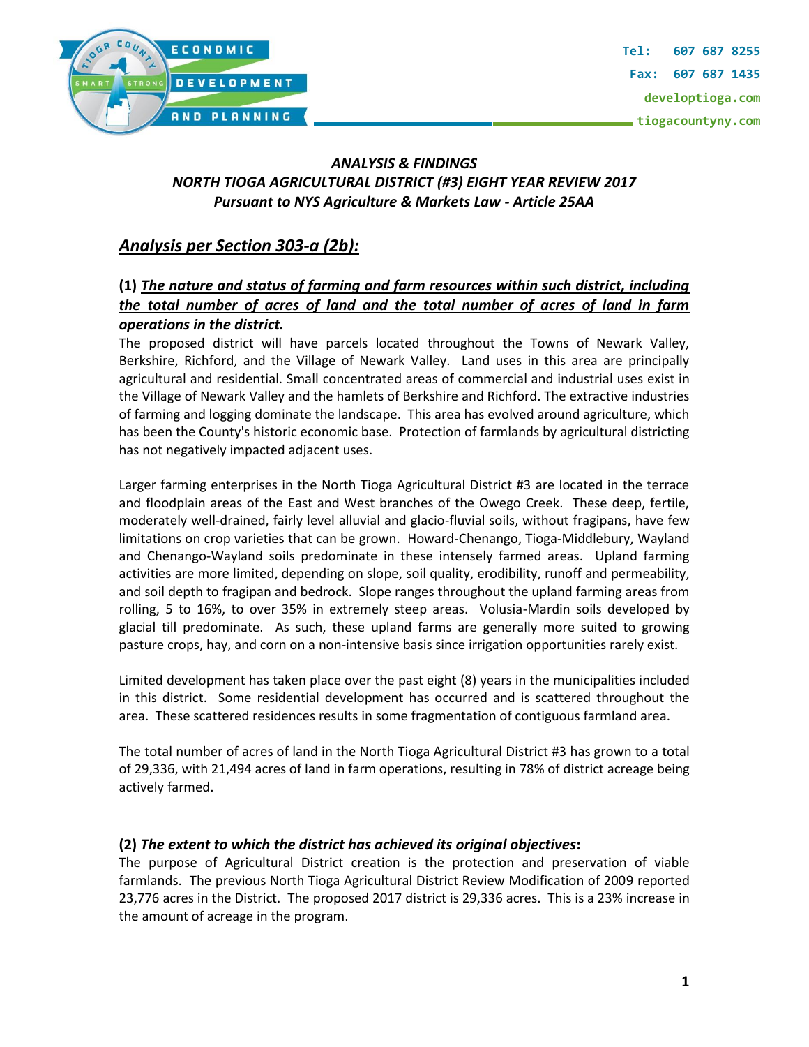*ANALYSIS & FINDINGS*
*NORTH TIOGA AGRICULTURAL DISTRICT (#3) EIGHT YEAR REVIEW 2017*
***Pursuant to NYS Agriculture & Markets Law - Article 25AA***

## *Analysis per Section 303-a (2b):*

### (1) *The nature and status of farming and farm resources within such district, including the total number of acres of land and the total number of acres of land in farm operations in the district.*

The proposed district will have parcels located throughout the Towns of Newark Valley, Berkshire, Richford, and the Village of Newark Valley. Land uses in this area are principally agricultural and residential. Small concentrated areas of commercial and industrial uses exist in the Village of Newark Valley and the hamlets of Berkshire and Richford. The extractive industries of farming and logging dominate the landscape. This area has evolved around agriculture, which has been the County's historic economic base. Protection of farmlands by agricultural districting has not negatively impacted adjacent uses.

Larger farming enterprises in the North Tioga Agricultural District #3 are located in the terrace and floodplain areas of the East and West branches of the Owego Creek. These deep, fertile, moderately well-drained, fairly level alluvial and glacio-fluvial soils, without fragipans, have few limitations on crop varieties that can be grown. Howard-Chenango, Tioga-Middlebury, Wayland and Chenango-Wayland soils predominate in these intensely farmed areas. Upland farming activities are more limited, depending on slope, soil quality, erodibility, runoff and permeability, and soil depth to fragipan and bedrock. Slope ranges throughout the upland farming areas from rolling, 5 to 16%, to over 35% in extremely steep areas. Volusia-Mardin soils developed by glacial till predominate. As such, these upland farms are generally more suited to growing pasture crops, hay, and corn on a non-intensive basis since irrigation opportunities rarely exist.

Limited development has taken place over the past eight (8) years in the municipalities included in this district. Some residential development has occurred and is scattered throughout the area. These scattered residences results in some fragmentation of contiguous farmland area.

The total number of acres of land in the North Tioga Agricultural District #3 has grown to a total of 29,336, with 21,494 acres of land in farm operations, resulting in 78% of district acreage being actively farmed.

### (2) *The extent to which the district has achieved its original objectives*:

The purpose of Agricultural District creation is the protection and preservation of viable farmlands. The previous North Tioga Agricultural District Review Modification of 2009 reported 23,776 acres in the District. The proposed 2017 district is 29,336 acres. This is a 23% increase in the amount of acreage in the program.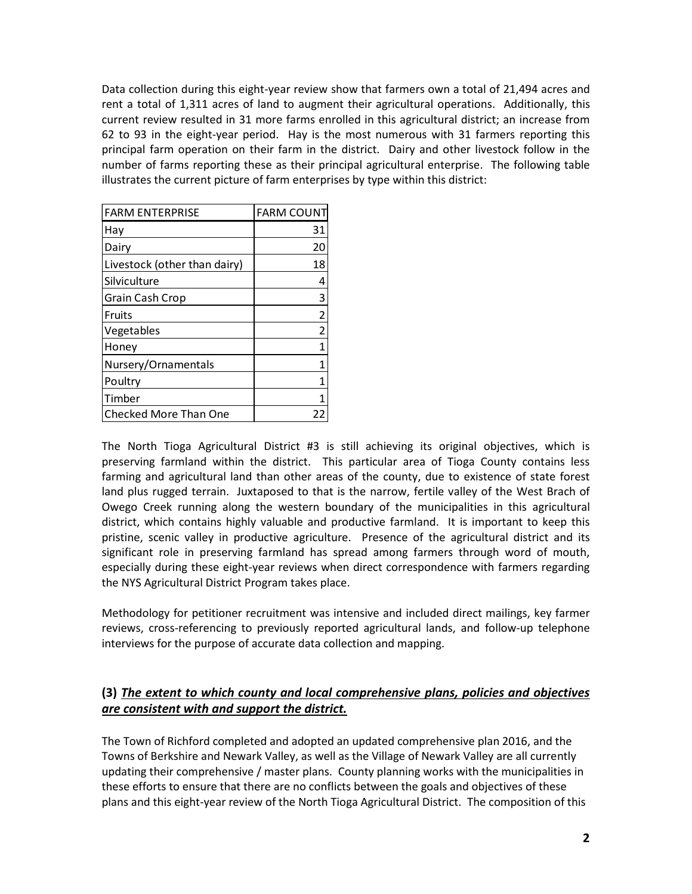Data collection during this eight-year review show that farmers own a total of 21,494 acres and rent a total of 1,311 acres of land to augment their agricultural operations. Additionally, this current review resulted in 31 more farms enrolled in this agricultural district; an increase from 62 to 93 in the eight-year period. Hay is the most numerous with 31 farmers reporting this principal farm operation on their farm in the district. Dairy and other livestock follow in the number of farms reporting these as their principal agricultural enterprise. The following table illustrates the current picture of farm enterprises by type within this district:

| FARM ENTERPRISE | FARM COUNT |
|---|---|
| Hay | 31 |
| Dairy | 20 |
| Livestock (other than dairy) | 18 |
| Silviculture | 4 |
| Grain Cash Crop | 3 |
| Fruits | 2 |
| Vegetables | 2 |
| Honey | 1 |
| Nursery/Ornamentals | 1 |
| Poultry | 1 |
| Timber | 1 |
| Checked More Than One | 22 |

The North Tioga Agricultural District #3 is still achieving its original objectives, which is preserving farmland within the district. This particular area of Tioga County contains less farming and agricultural land than other areas of the county, due to existence of state forest land plus rugged terrain. Juxtaposed to that is the narrow, fertile valley of the West Brach of Owego Creek running along the western boundary of the municipalities in this agricultural district, which contains highly valuable and productive farmland. It is important to keep this pristine, scenic valley in productive agriculture. Presence of the agricultural district and its significant role in preserving farmland has spread among farmers through word of mouth, especially during these eight-year reviews when direct correspondence with farmers regarding the NYS Agricultural District Program takes place.

Methodology for petitioner recruitment was intensive and included direct mailings, key farmer reviews, cross-referencing to previously reported agricultural lands, and follow-up telephone interviews for the purpose of accurate data collection and mapping.

### (3) ***The extent to which county and local comprehensive plans, policies and objectives are consistent with and support the district.***

The Town of Richford completed and adopted an updated comprehensive plan 2016, and the Towns of Berkshire and Newark Valley, as well as the Village of Newark Valley are all currently updating their comprehensive / master plans. County planning works with the municipalities in these efforts to ensure that there are no conflicts between the goals and objectives of these plans and this eight-year review of the North Tioga Agricultural District. The composition of this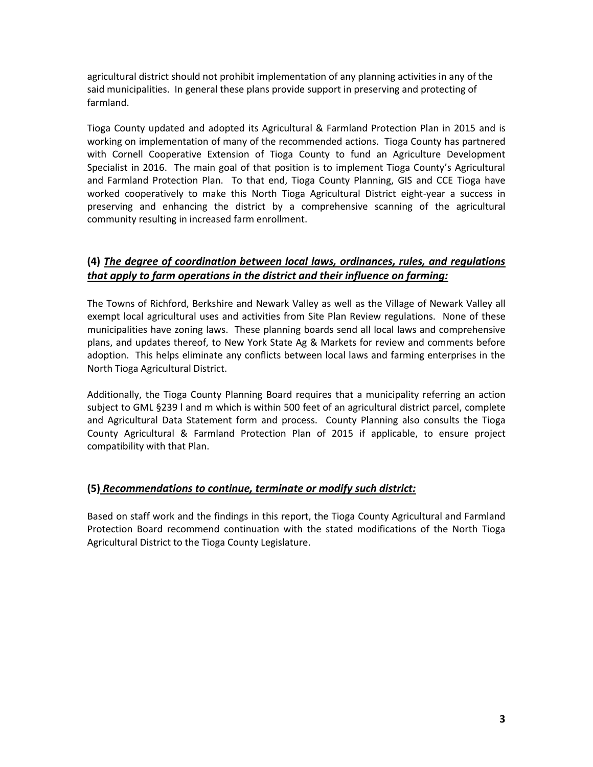agricultural district should not prohibit implementation of any planning activities in any of the said municipalities. In general these plans provide support in preserving and protecting of farmland.

Tioga County updated and adopted its Agricultural & Farmland Protection Plan in 2015 and is working on implementation of many of the recommended actions. Tioga County has partnered with Cornell Cooperative Extension of Tioga County to fund an Agriculture Development Specialist in 2016. The main goal of that position is to implement Tioga County's Agricultural and Farmland Protection Plan. To that end, Tioga County Planning, GIS and CCE Tioga have worked cooperatively to make this North Tioga Agricultural District eight-year a success in preserving and enhancing the district by a comprehensive scanning of the agricultural community resulting in increased farm enrollment.

## (4) ***The degree of coordination between local laws, ordinances, rules, and regulations that apply to farm operations in the district and their influence on farming:***

The Towns of Richford, Berkshire and Newark Valley as well as the Village of Newark Valley all exempt local agricultural uses and activities from Site Plan Review regulations. None of these municipalities have zoning laws. These planning boards send all local laws and comprehensive plans, and updates thereof, to New York State Ag & Markets for review and comments before adoption. This helps eliminate any conflicts between local laws and farming enterprises in the North Tioga Agricultural District.

Additionally, the Tioga County Planning Board requires that a municipality referring an action subject to GML §239 l and m which is within 500 feet of an agricultural district parcel, complete and Agricultural Data Statement form and process. County Planning also consults the Tioga County Agricultural & Farmland Protection Plan of 2015 if applicable, to ensure project compatibility with that Plan.

## (5) ***Recommendations to continue, terminate or modify such district:***

Based on staff work and the findings in this report, the Tioga County Agricultural and Farmland Protection Board recommend continuation with the stated modifications of the North Tioga Agricultural District to the Tioga County Legislature.